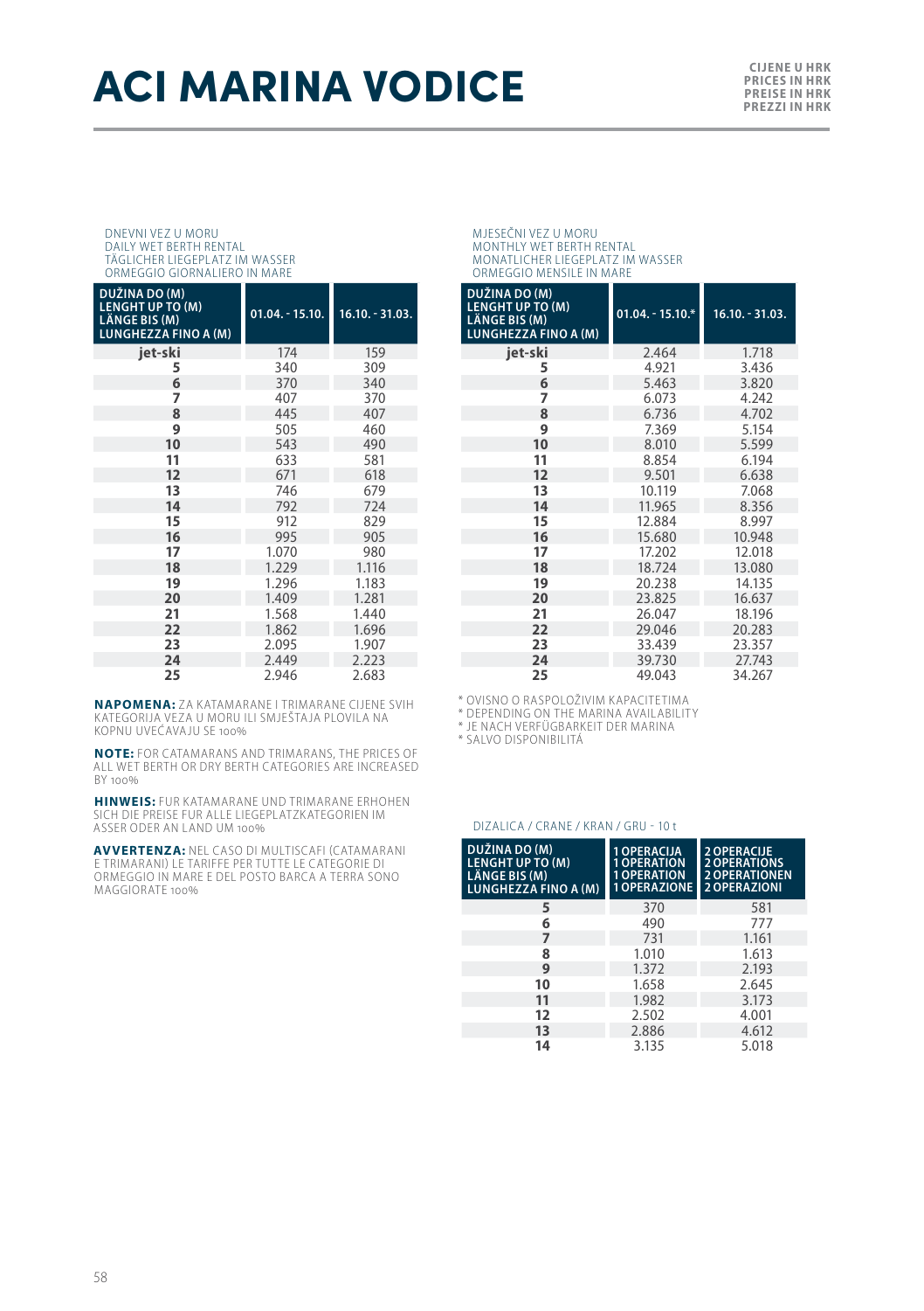# ACI MARINA VODICE

CIJENE U HRK
PRICES IN HRK
PREISE IN HRK
PREZZI IN HRK

DNEVNI VEZ U MORU
DAILY WET BERTH RENTAL
TÄGLICHER LIEGEPLATZ IM WASSER
ORMEGGIO GIORNALIERO IN MARE

| DUŽINA DO (M) LENGHT UP TO (M) LÄNGE BIS (M) LUNGHEZZA FINO A (M) | 01.04. - 15.10. | 16.10. - 31.03. |
|---|---|---|
| jet-ski | 174 | 159 |
| 5 | 340 | 309 |
| 6 | 370 | 340 |
| 7 | 407 | 370 |
| 8 | 445 | 407 |
| 9 | 505 | 460 |
| 10 | 543 | 490 |
| 11 | 633 | 581 |
| 12 | 671 | 618 |
| 13 | 746 | 679 |
| 14 | 792 | 724 |
| 15 | 912 | 829 |
| 16 | 995 | 905 |
| 17 | 1.070 | 980 |
| 18 | 1.229 | 1.116 |
| 19 | 1.296 | 1.183 |
| 20 | 1.409 | 1.281 |
| 21 | 1.568 | 1.440 |
| 22 | 1.862 | 1.696 |
| 23 | 2.095 | 1.907 |
| 24 | 2.449 | 2.223 |
| 25 | 2.946 | 2.683 |

**NAPOMENA:** ZA KATAMARANE I TRIMARANE CIJENE SVIH KATEGORIJA VEZA U MORU ILI SMJEŠTAJA PLOVILA NA KOPNU UVEĆAVAJU SE 100%

**NOTE:** FOR CATAMARANS AND TRIMARANS, THE PRICES OF ALL WET BERTH OR DRY BERTH CATEGORIES ARE INCREASED BY 100%

**HINWEIS:** FUR KATAMARANE UND TRIMARANE ERHOHEN SICH DIE PREISE FUR ALLE LIEGEPLATZKATEGORIEN IM ASSER ODER AN LAND UM 100%

**AVVERTENZA:** NEL CASO DI MULTISCAFI (CATAMARANI E TRIMARANI) LE TARIFFE PER TUTTE LE CATEGORIE DI ORMEGGIO IN MARE E DEL POSTO BARCA A TERRA SONO MAGGIORATE 100%

MJESEČNI VEZ U MORU
MONTHLY WET BERTH RENTAL
MONATLICHER LIEGEPLATZ IM WASSER
ORMEGGIO MENSILE IN MARE

| DUŽINA DO (M) LENGHT UP TO (M) LÄNGE BIS (M) LUNGHEZZA FINO A (M) | 01.04. - 15.10.* | 16.10. - 31.03. |
|---|---|---|
| jet-ski | 2.464 | 1.718 |
| 5 | 4.921 | 3.436 |
| 6 | 5.463 | 3.820 |
| 7 | 6.073 | 4.242 |
| 8 | 6.736 | 4.702 |
| 9 | 7.369 | 5.154 |
| 10 | 8.010 | 5.599 |
| 11 | 8.854 | 6.194 |
| 12 | 9.501 | 6.638 |
| 13 | 10.119 | 7.068 |
| 14 | 11.965 | 8.356 |
| 15 | 12.884 | 8.997 |
| 16 | 15.680 | 10.948 |
| 17 | 17.202 | 12.018 |
| 18 | 18.724 | 13.080 |
| 19 | 20.238 | 14.135 |
| 20 | 23.825 | 16.637 |
| 21 | 26.047 | 18.196 |
| 22 | 29.046 | 20.283 |
| 23 | 33.439 | 23.357 |
| 24 | 39.730 | 27.743 |
| 25 | 49.043 | 34.267 |

\* OVISNO O RASPOLOŽIVIM KAPACITETIMA
\* DEPENDING ON THE MARINA AVAILABILITY
\* JE NACH VERFÜGBARKEIT DER MARINA
\* SALVO DISPONIBILITÀ

DIZALICA / CRANE / KRAN / GRU - 10 t

| DUŽINA DO (M) LENGHT UP TO (M) LÄNGE BIS (M) LUNGHEZZA FINO A (M) | 1 OPERACIJA 1 OPERATION 1 OPERATION 1 OPERAZIONE | 2 OPERACIJE 2 OPERATIONS 2 OPERATIONEN 2 OPERAZIONI |
|---|---|---|
| 5 | 370 | 581 |
| 6 | 490 | 777 |
| 7 | 731 | 1.161 |
| 8 | 1.010 | 1.613 |
| 9 | 1.372 | 2.193 |
| 10 | 1.658 | 2.645 |
| 11 | 1.982 | 3.173 |
| 12 | 2.502 | 4.001 |
| 13 | 2.886 | 4.612 |
| 14 | 3.135 | 5.018 |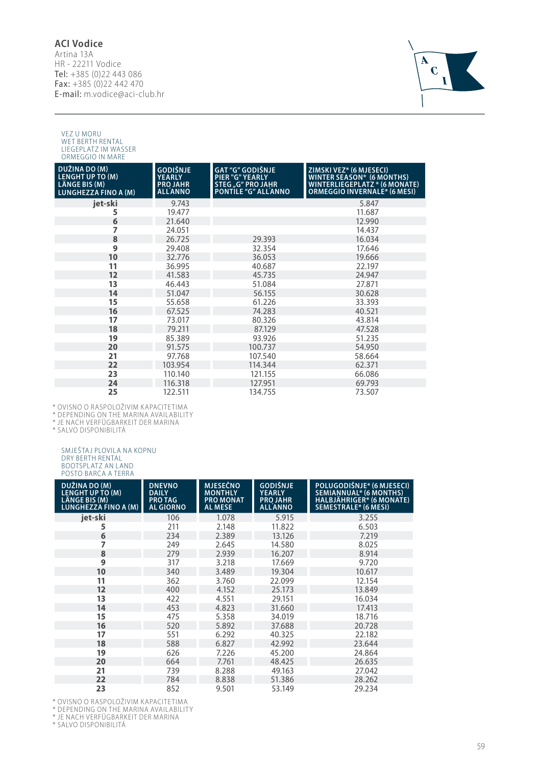## ACI Vodice

Artina 13A
HR - 22211 Vodice
**Tel:** +385 (0)22 443 086
**Fax:** +385 (0)22 442 470
**E-mail:** m.vodice@aci-club.hr

VEZ U MORU
WET BERTH RENTAL
LIEGEPLATZ IM WASSER
ORMEGGIO IN MARE

| DUŽINA DO (M) LENGHT UP TO (M) LÄNGE BIS (M) LUNGHEZZA FINO A (M) | GODIŠNJE YEARLY PRO JAHR ALL'ANNO | GAT "G" GODIŠNJE PIER "G" YEARLY STEG „G" PRO JAHR PONTILE "G" ALL'ANNO | ZIMSKI VEZ* (6 MJESECI) WINTER SEASON* (6 MONTHS) WINTERLIEGEPLATZ * (6 MONATE) ORMEGGIO INVERNALE* (6 MESI) |
|---|---|---|---|
| jet-ski | 9.743 | | 5.847 |
| 5 | 19.477 | | 11.687 |
| 6 | 21.640 | | 12.990 |
| 7 | 24.051 | | 14.437 |
| 8 | 26.725 | 29.393 | 16.034 |
| 9 | 29.408 | 32.354 | 17.646 |
| 10 | 32.776 | 36.053 | 19.666 |
| 11 | 36.995 | 40.687 | 22.197 |
| 12 | 41.583 | 45.735 | 24.947 |
| 13 | 46.443 | 51.084 | 27.871 |
| 14 | 51.047 | 56.155 | 30.628 |
| 15 | 55.658 | 61.226 | 33.393 |
| 16 | 67.525 | 74.283 | 40.521 |
| 17 | 73.017 | 80.326 | 43.814 |
| 18 | 79.211 | 87.129 | 47.528 |
| 19 | 85.389 | 93.926 | 51.235 |
| 20 | 91.575 | 100.737 | 54.950 |
| 21 | 97.768 | 107.540 | 58.664 |
| 22 | 103.954 | 114.344 | 62.371 |
| 23 | 110.140 | 121.155 | 66.086 |
| 24 | 116.318 | 127.951 | 69.793 |
| 25 | 122.511 | 134.755 | 73.507 |

* OVISNO O RASPOLOŽIVIM KAPACITETIMA
* DEPENDING ON THE MARINA AVAILABILITY
* JE NACH VERFÜGBARKEIT DER MARINA
* SALVO DISPONIBILITÀ

SMJEŠTAJ PLOVILA NA KOPNU
DRY BERTH RENTAL
BOOTSPLATZ AN LAND
POSTO BARCA A TERRA

| DUŽINA DO (M) LENGHT UP TO (M) LÄNGE BIS (M) LUNGHEZZA FINO A (M) | DNEVNO DAILY PRO TAG AL GIORNO | MJESEČNO MONTHLY PRO MONAT AL MESE | GODIŠNJE YEARLY PRO JAHR ALL'ANNO | POLUGODIŠNJE* (6 MJESECI) SEMIANNUAL* (6 MONTHS) HALBJÄHRIGER* (6 MONATE) SEMESTRALE* (6 MESI) |
|---|---|---|---|---|
| jet-ski | 106 | 1.078 | 5.915 | 3.255 |
| 5 | 211 | 2.148 | 11.822 | 6.503 |
| 6 | 234 | 2.389 | 13.126 | 7.219 |
| 7 | 249 | 2.645 | 14.580 | 8.025 |
| 8 | 279 | 2.939 | 16.207 | 8.914 |
| 9 | 317 | 3.218 | 17.669 | 9.720 |
| 10 | 340 | 3.489 | 19.304 | 10.617 |
| 11 | 362 | 3.760 | 22.099 | 12.154 |
| 12 | 400 | 4.152 | 25.173 | 13.849 |
| 13 | 422 | 4.551 | 29.151 | 16.034 |
| 14 | 453 | 4.823 | 31.660 | 17.413 |
| 15 | 475 | 5.358 | 34.019 | 18.716 |
| 16 | 520 | 5.892 | 37.688 | 20.728 |
| 17 | 551 | 6.292 | 40.325 | 22.182 |
| 18 | 588 | 6.827 | 42.992 | 23.644 |
| 19 | 626 | 7.226 | 45.200 | 24.864 |
| 20 | 664 | 7.761 | 48.425 | 26.635 |
| 21 | 739 | 8.288 | 49.163 | 27.042 |
| 22 | 784 | 8.838 | 51.386 | 28.262 |
| 23 | 852 | 9.501 | 53.149 | 29.234 |

* OVISNO O RASPOLOŽIVIM KAPACITETIMA
* DEPENDING ON THE MARINA AVAILABILITY
* JE NACH VERFÜGBARKEIT DER MARINA
* SALVO DISPONIBILITÀ